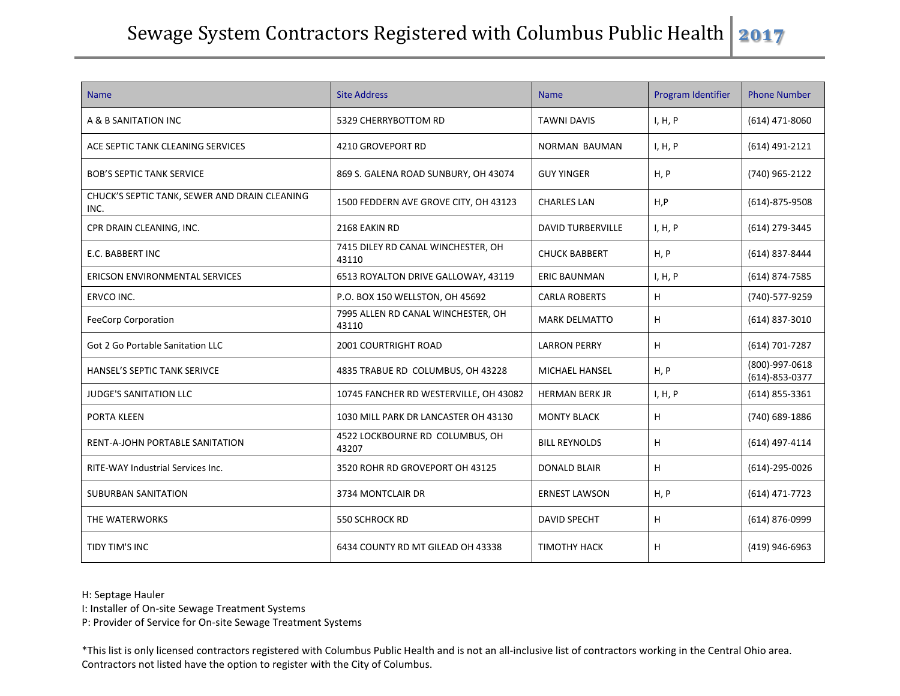# Sewage System Contractors Registered with Columbus Public Health 2017

| Name | Site Address | Name | Program Identifier | Phone Number |
|---|---|---|---|---|
| A & B SANITATION INC | 5329 CHERRYBOTTOM RD | TAWNI DAVIS | I, H, P | (614) 471-8060 |
| ACE SEPTIC TANK CLEANING SERVICES | 4210 GROVEPORT RD | NORMAN BAUMAN | I, H, P | (614) 491-2121 |
| BOB'S SEPTIC TANK SERVICE | 869 S. GALENA ROAD SUNBURY, OH 43074 | GUY YINGER | H, P | (740) 965-2122 |
| CHUCK'S SEPTIC TANK, SEWER AND DRAIN CLEANING INC. | 1500 FEDDERN AVE GROVE CITY, OH 43123 | CHARLES LAN | H,P | (614)-875-9508 |
| CPR DRAIN CLEANING, INC. | 2168 EAKIN RD | DAVID TURBERVILLE | I, H, P | (614) 279-3445 |
| E.C. BABBERT INC | 7415 DILEY RD CANAL WINCHESTER, OH 43110 | CHUCK BABBERT | H, P | (614) 837-8444 |
| ERICSON ENVIRONMENTAL SERVICES | 6513 ROYALTON DRIVE GALLOWAY, 43119 | ERIC BAUNMAN | I, H, P | (614) 874-7585 |
| ERVCO INC. | P.O. BOX 150 WELLSTON, OH 45692 | CARLA ROBERTS | H | (740)-577-9259 |
| FeeCorp Corporation | 7995 ALLEN RD CANAL WINCHESTER, OH 43110 | MARK DELMATTO | H | (614) 837-3010 |
| Got 2 Go Portable Sanitation LLC | 2001 COURTRIGHT ROAD | LARRON PERRY | H | (614) 701-7287 |
| HANSEL'S SEPTIC TANK SERIVCE | 4835 TRABUE RD COLUMBUS, OH 43228 | MICHAEL HANSEL | H, P | (800)-997-0618 (614)-853-0377 |
| JUDGE'S SANITATION LLC | 10745 FANCHER RD WESTERVILLE, OH 43082 | HERMAN BERK JR | I, H, P | (614) 855-3361 |
| PORTA KLEEN | 1030 MILL PARK DR LANCASTER OH 43130 | MONTY BLACK | H | (740) 689-1886 |
| RENT-A-JOHN PORTABLE SANITATION | 4522 LOCKBOURNE RD COLUMBUS, OH 43207 | BILL REYNOLDS | H | (614) 497-4114 |
| RITE-WAY Industrial Services Inc. | 3520 ROHR RD GROVEPORT OH 43125 | DONALD BLAIR | H | (614)-295-0026 |
| SUBURBAN SANITATION | 3734 MONTCLAIR DR | ERNEST LAWSON | H, P | (614) 471-7723 |
| THE WATERWORKS | 550 SCHROCK RD | DAVID SPECHT | H | (614) 876-0999 |
| TIDY TIM'S INC | 6434 COUNTY RD MT GILEAD OH 43338 | TIMOTHY HACK | H | (419) 946-6963 |

H: Septage Hauler
I: Installer of On-site Sewage Treatment Systems
P: Provider of Service for On-site Sewage Treatment Systems

*This list is only licensed contractors registered with Columbus Public Health and is not an all-inclusive list of contractors working in the Central Ohio area. Contractors not listed have the option to register with the City of Columbus.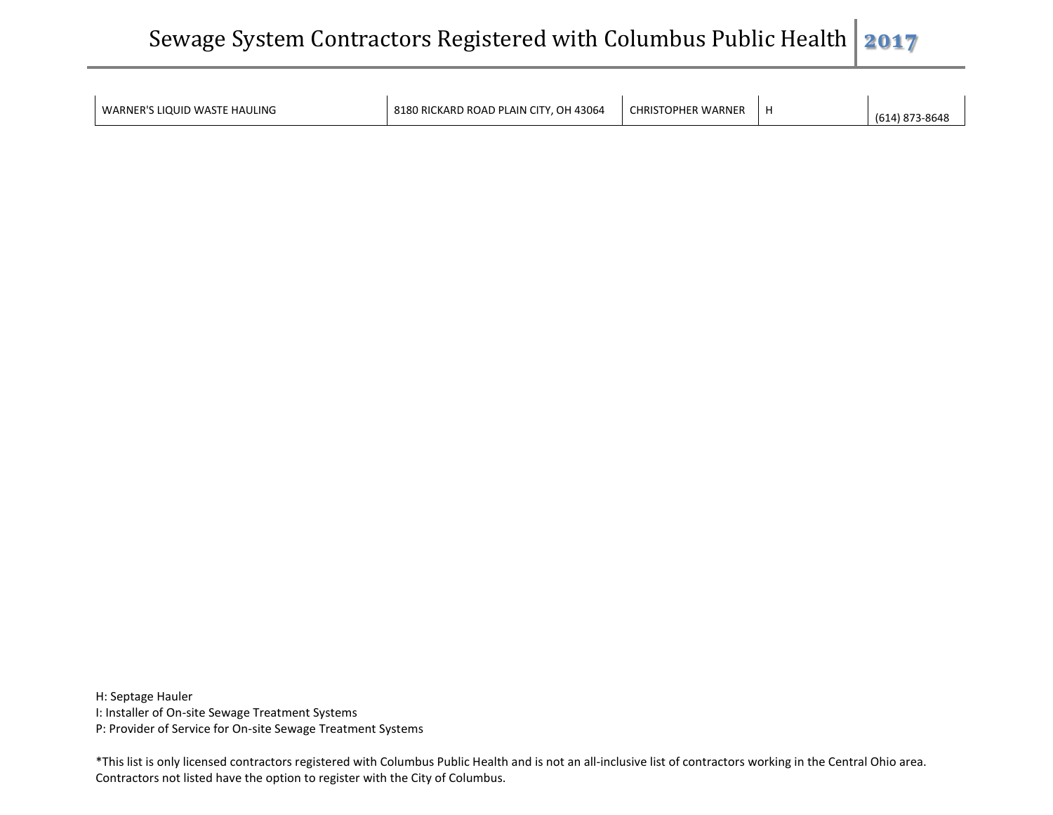| | | | | |
|---|---|---|---|---|
| WARNER'S LIQUID WASTE HAULING | 8180 RICKARD ROAD PLAIN CITY, OH 43064 | CHRISTOPHER WARNER | H | (614) 873-8648 |

H: Septage Hauler
I: Installer of On-site Sewage Treatment Systems
P: Provider of Service for On-site Sewage Treatment Systems

*This list is only licensed contractors registered with Columbus Public Health and is not an all-inclusive list of contractors working in the Central Ohio area. Contractors not listed have the option to register with the City of Columbus.